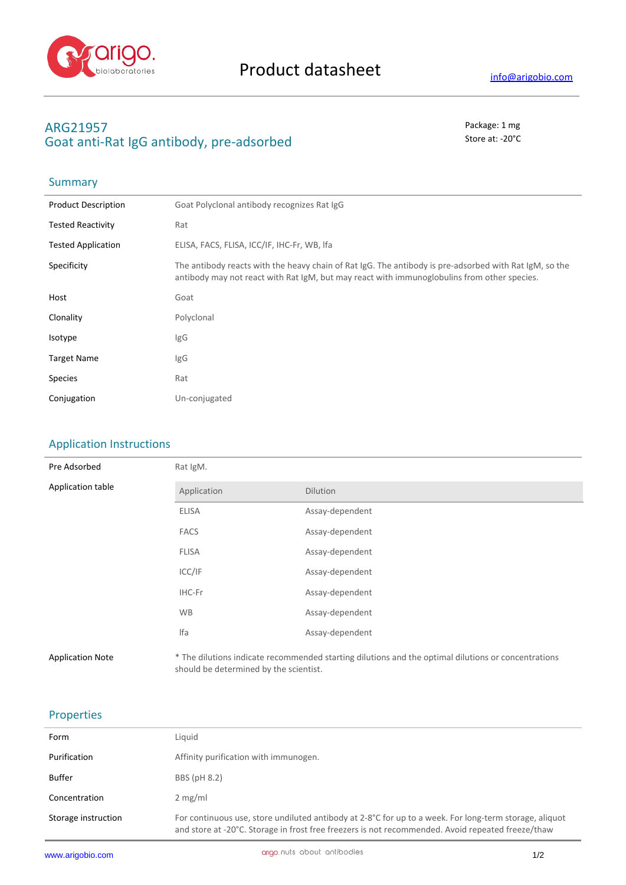# Product datasheet

info@arigobio.com

## ARG21957
## Goat anti-Rat IgG antibody, pre-adsorbed

Package: 1 mg
Store at: -20°C

### Summary

| | |
|---|---|
| Product Description | Goat Polyclonal antibody recognizes Rat IgG |
| Tested Reactivity | Rat |
| Tested Application | ELISA, FACS, FLISA, ICC/IF, IHC-Fr, WB, lfa |
| Specificity | The antibody reacts with the heavy chain of Rat IgG. The antibody is pre-adsorbed with Rat IgM, so the antibody may not react with Rat IgM, but may react with immunoglobulins from other species. |
| Host | Goat |
| Clonality | Polyclonal |
| Isotype | IgG |
| Target Name | IgG |
| Species | Rat |
| Conjugation | Un-conjugated |

### Application Instructions

Pre Adsorbed: Rat IgM.

Application table:

| Application | Dilution |
|---|---|
| ELISA | Assay-dependent |
| FACS | Assay-dependent |
| FLISA | Assay-dependent |
| ICC/IF | Assay-dependent |
| IHC-Fr | Assay-dependent |
| WB | Assay-dependent |
| lfa | Assay-dependent |

Application Note: * The dilutions indicate recommended starting dilutions and the optimal dilutions or concentrations should be determined by the scientist.

### Properties

| | |
|---|---|
| Form | Liquid |
| Purification | Affinity purification with immunogen. |
| Buffer | BBS (pH 8.2) |
| Concentration | 2 mg/ml |
| Storage instruction | For continuous use, store undiluted antibody at 2-8°C for up to a week. For long-term storage, aliquot and store at -20°C. Storage in frost free freezers is not recommended. Avoid repeated freeze/thaw |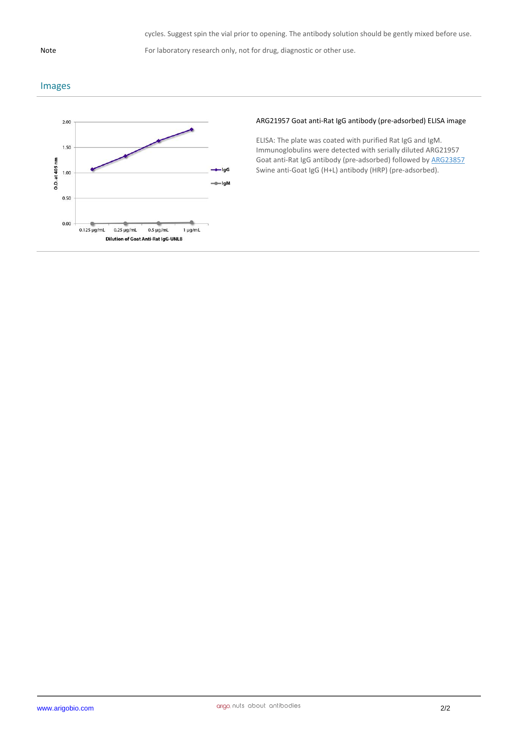cycles. Suggest spin the vial prior to opening. The antibody solution should be gently mixed before use.

Note — For laboratory research only, not for drug, diagnostic or other use.

## Images

2.00
1.50
1.00
0.50
0.00
O.D. at 405 nm
0.125 µg/mL
0.25 µg/mL
0.5 µg/mL
1 µg/mL
Dilution of Goat Anti-Rat IgG-UNLB
IgG
IgM

ARG21957 Goat anti-Rat IgG antibody (pre-adsorbed) ELISA image

ELISA: The plate was coated with purified Rat IgG and IgM. Immunoglobulins were detected with serially diluted ARG21957 Goat anti-Rat IgG antibody (pre-adsorbed) followed by ARG23857 Swine anti-Goat IgG (H+L) antibody (HRP) (pre-adsorbed).